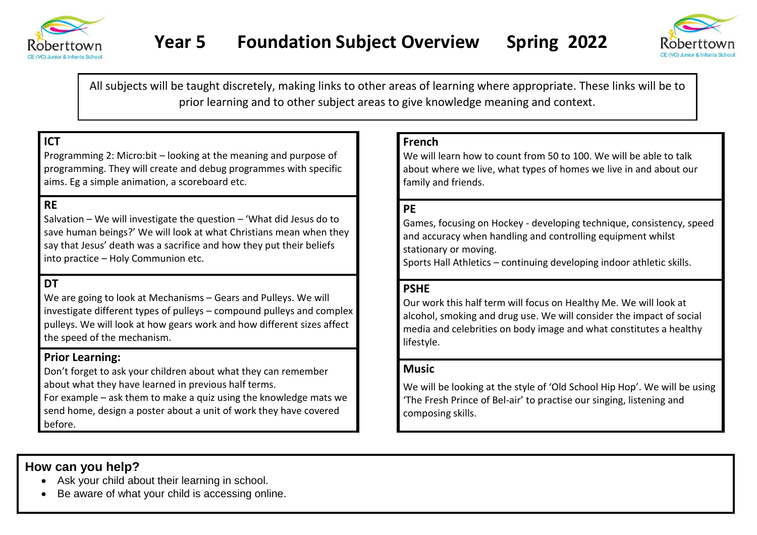# Year 5 Foundation Subject Overview Spring 2022

All subjects will be taught discretely, making links to other areas of learning where appropriate. These links will be to prior learning and to other subject areas to give knowledge meaning and context.

## ICT

Programming 2: Micro:bit – looking at the meaning and purpose of programming. They will create and debug programmes with specific aims. Eg a simple animation, a scoreboard etc.

## RE

Salvation – We will investigate the question – 'What did Jesus do to save human beings?' We will look at what Christians mean when they say that Jesus' death was a sacrifice and how they put their beliefs into practice – Holy Communion etc.

## DT

We are going to look at Mechanisms – Gears and Pulleys. We will investigate different types of pulleys – compound pulleys and complex pulleys. We will look at how gears work and how different sizes affect the speed of the mechanism.

## Prior Learning:

Don't forget to ask your children about what they can remember about what they have learned in previous half terms.
For example – ask them to make a quiz using the knowledge mats we send home, design a poster about a unit of work they have covered before.

## French

We will learn how to count from 50 to 100. We will be able to talk about where we live, what types of homes we live in and about our family and friends.

## PE

Games, focusing on Hockey - developing technique, consistency, speed and accuracy when handling and controlling equipment whilst stationary or moving.
Sports Hall Athletics – continuing developing indoor athletic skills.

## PSHE

Our work this half term will focus on Healthy Me. We will look at alcohol, smoking and drug use. We will consider the impact of social media and celebrities on body image and what constitutes a healthy lifestyle.

## Music

We will be looking at the style of 'Old School Hip Hop'. We will be using 'The Fresh Prince of Bel-air' to practise our singing, listening and composing skills.

## How can you help?

- Ask your child about their learning in school.
- Be aware of what your child is accessing online.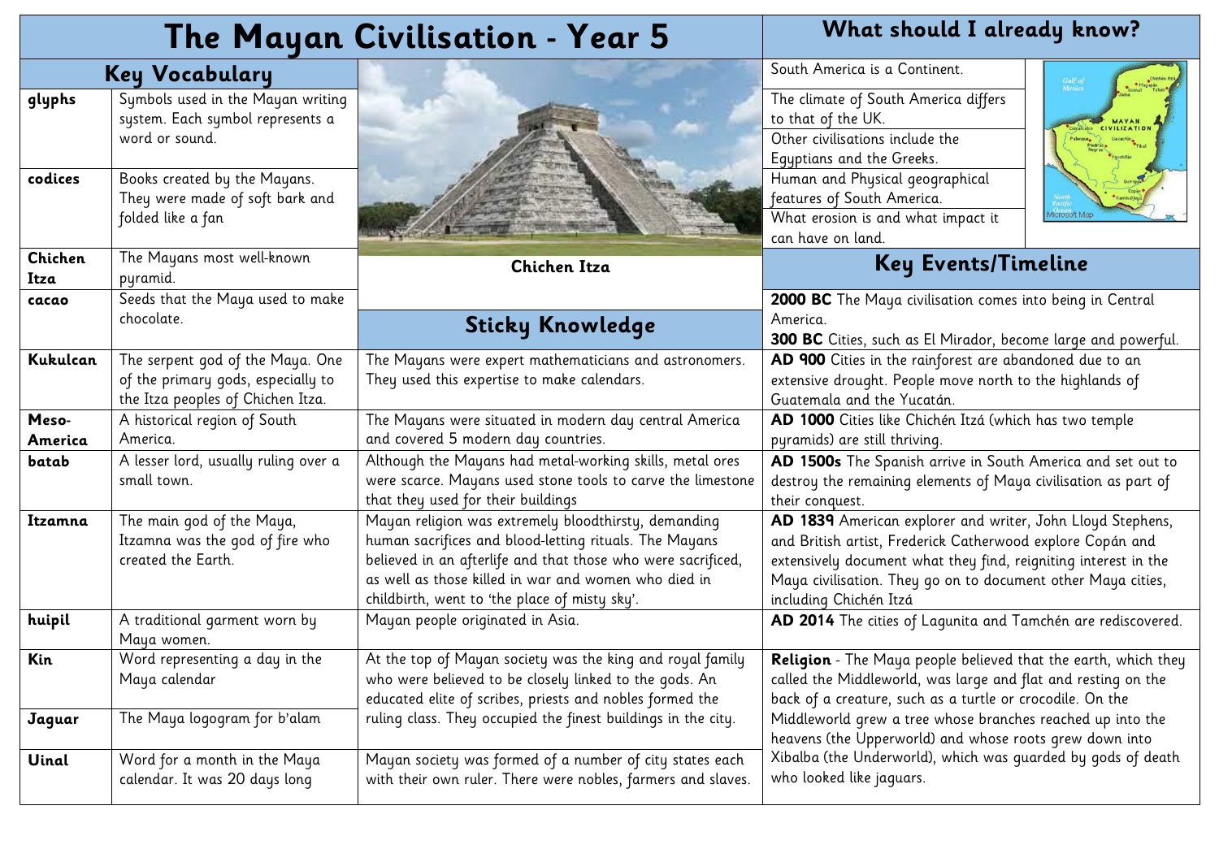# The Mayan Civilisation - Year 5

## Key Vocabulary

| Term | Definition |
|---|---|
| **glyphs** | Symbols used in the Mayan writing system. Each symbol represents a word or sound. |
| **codices** | Books created by the Mayans. They were made of soft bark and folded like a fan |
| **Chichen Itza** | The Mayans most well-known pyramid. |
| **cacao** | Seeds that the Maya used to make chocolate. |
| **Kukulcan** | The serpent god of the Maya. One of the primary gods, especially to the Itza peoples of Chichen Itza. |
| **Meso-America** | A historical region of South America. |
| **batab** | A lesser lord, usually ruling over a small town. |
| **Itzamna** | The main god of the Maya, Itzamna was the god of fire who created the Earth. |
| **huipil** | A traditional garment worn by Maya women. |
| **Kin** | Word representing a day in the Maya calendar |
| **Jaguar** | The Maya logogram for b'alam |
| **Uinal** | Word for a month in the Maya calendar. It was 20 days long |

**Chichen Itza**

## Sticky Knowledge

- The Mayans were expert mathematicians and astronomers. They used this expertise to make calendars.
- The Mayans were situated in modern day central America and covered 5 modern day countries.
- Although the Mayans had metal-working skills, metal ores were scarce. Mayans used stone tools to carve the limestone that they used for their buildings
- Mayan religion was extremely bloodthirsty, demanding human sacrifices and blood-letting rituals. The Mayans believed in an afterlife and that those who were sacrificed, as well as those killed in war and women who died in childbirth, went to 'the place of misty sky'.
- Mayan people originated in Asia.
- At the top of Mayan society was the king and royal family who were believed to be closely linked to the gods. An educated elite of scribes, priests and nobles formed the ruling class. They occupied the finest buildings in the city.
- Mayan society was formed of a number of city states each with their own ruler. There were nobles, farmers and slaves.

## What should I already know?

- South America is a Continent.
- The climate of South America differs to that of the UK.
- Other civilisations include the Egyptians and the Greeks.
- Human and Physical geographical features of South America.
- What erosion is and what impact it can have on land.

## Key Events/Timeline

**2000 BC** The Maya civilisation comes into being in Central America.

**300 BC** Cities, such as El Mirador, become large and powerful.

**AD 900** Cities in the rainforest are abandoned due to an extensive drought. People move north to the highlands of Guatemala and the Yucatán.

**AD 1000** Cities like Chichén Itzá (which has two temple pyramids) are still thriving.

**AD 1500s** The Spanish arrive in South America and set out to destroy the remaining elements of Maya civilisation as part of their conquest.

**AD 1839** American explorer and writer, John Lloyd Stephens, and British artist, Frederick Catherwood explore Copán and extensively document what they find, reigniting interest in the Maya civilisation. They go on to document other Maya cities, including Chichén Itzá

**AD 2014** The cities of Lagunita and Tamchén are rediscovered.

**Religion** - The Maya people believed that the earth, which they called the Middleworld, was large and flat and resting on the back of a creature, such as a turtle or crocodile. On the Middleworld grew a tree whose branches reached up into the heavens (the Upperworld) and whose roots grew down into Xibalba (the Underworld), which was guarded by gods of death who looked like jaguars.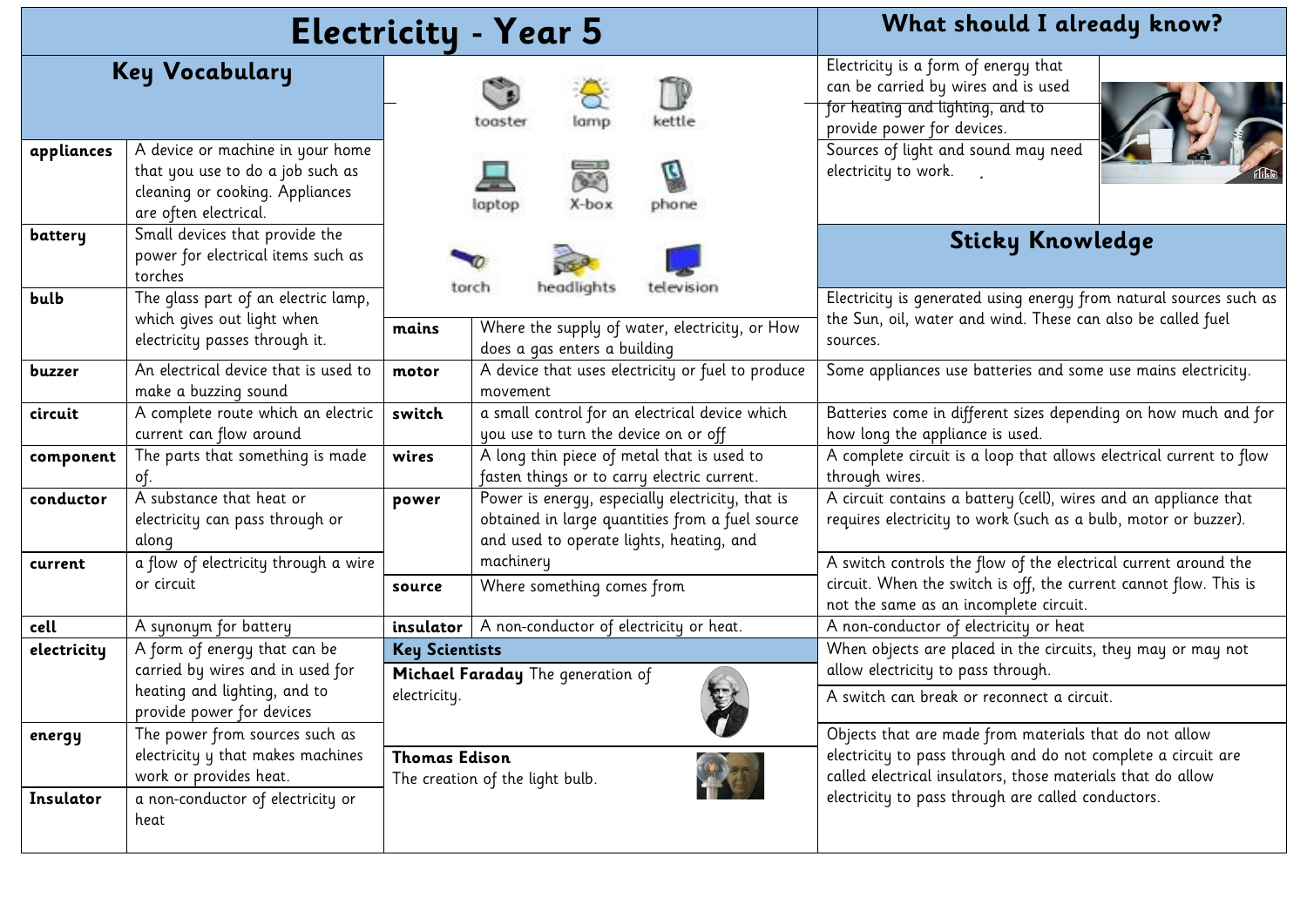# Electricity - Year 5

## Key Vocabulary

| | |
|---|---|
| **appliances** | A device or machine in your home that you use to do a job such as cleaning or cooking. Appliances are often electrical. |
| **battery** | Small devices that provide the power for electrical items such as torches |
| **bulb** | The glass part of an electric lamp, which gives out light when electricity passes through it. |
| **buzzer** | An electrical device that is used to make a buzzing sound |
| **circuit** | A complete route which an electric current can flow around |
| **component** | The parts that something is made of. |
| **conductor** | A substance that heat or electricity can pass through or along |
| **current** | a flow of electricity through a wire or circuit |
| **cell** | A synonym for battery |
| **electricity** | A form of energy that can be carried by wires and in used for heating and lighting, and to provide power for devices |
| **energy** | The power from sources such as electricity y that makes machines work or provides heat. |
| **Insulator** | a non-conductor of electricity or heat |

toaster, lamp, kettle, laptop, X-box, phone, torch, headlights, television

| | |
|---|---|
| **mains** | Where the supply of water, electricity, or How does a gas enters a building |
| **motor** | A device that uses electricity or fuel to produce movement |
| **switch** | a small control for an electrical device which you use to turn the device on or off |
| **wires** | A long thin piece of metal that is used to fasten things or to carry electric current. |
| **power** | Power is energy, especially electricity, that is obtained in large quantities from a fuel source and used to operate lights, heating, and machinery |
| **source** | Where something comes from |
| **insulator** | A non-conductor of electricity or heat. |

## Key Scientists

**Michael Faraday** The generation of electricity.

**Thomas Edison**
The creation of the light bulb.

## What should I already know?

Electricity is a form of energy that can be carried by wires and is used for heating and lighting, and to provide power for devices.

Sources of light and sound may need electricity to work.

## Sticky Knowledge

Electricity is generated using energy from natural sources such as the Sun, oil, water and wind. These can also be called fuel sources.

Some appliances use batteries and some use mains electricity.

Batteries come in different sizes depending on how much and for how long the appliance is used.

A complete circuit is a loop that allows electrical current to flow through wires.

A circuit contains a battery (cell), wires and an appliance that requires electricity to work (such as a bulb, motor or buzzer).

A switch controls the flow of the electrical current around the circuit. When the switch is off, the current cannot flow. This is not the same as an incomplete circuit.

A non-conductor of electricity or heat

When objects are placed in the circuits, they may or may not allow electricity to pass through.

A switch can break or reconnect a circuit.

Objects that are made from materials that do not allow electricity to pass through and do not complete a circuit are called electrical insulators, those materials that do allow electricity to pass through are called conductors.